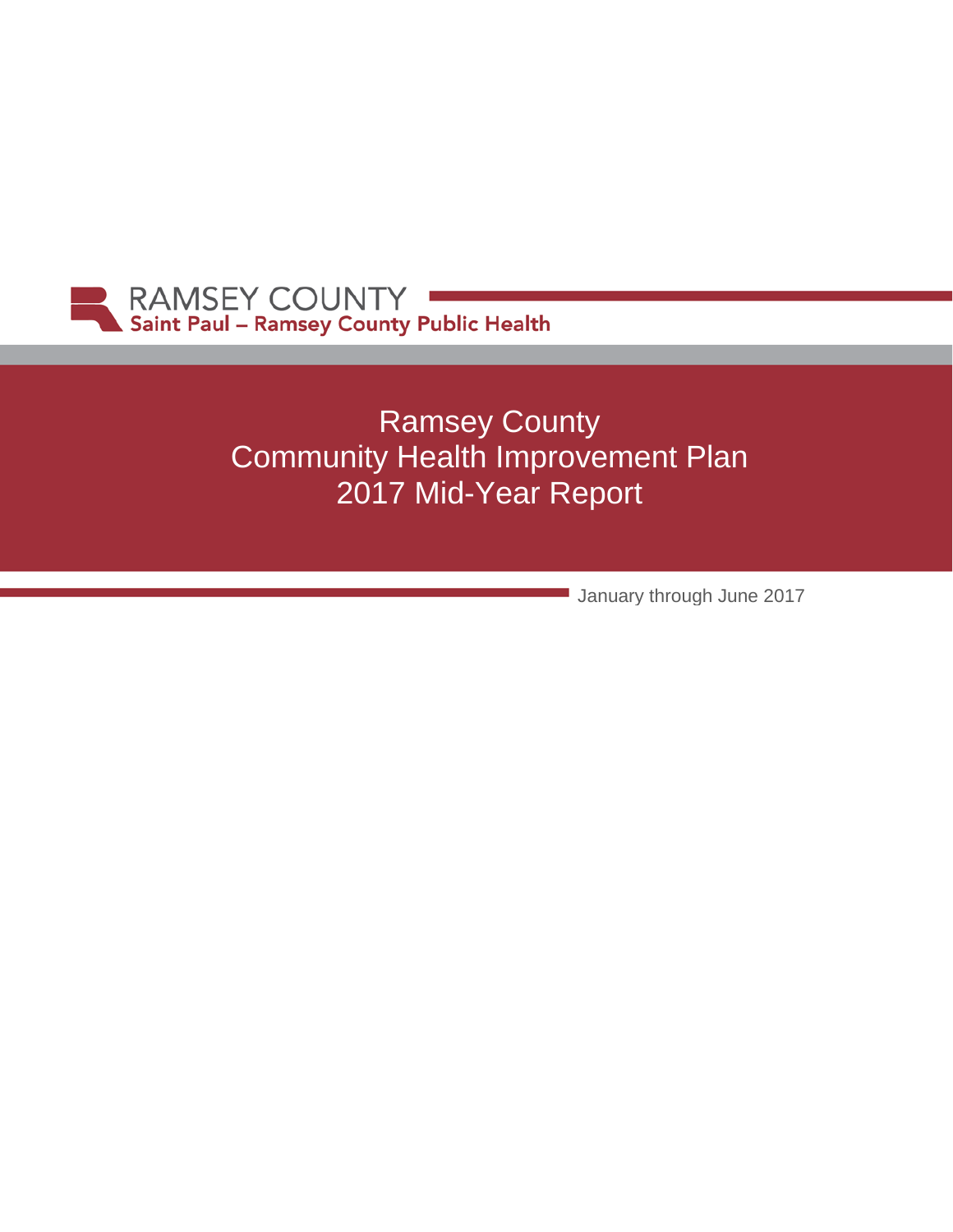RAMSEY COUNTY
Saint Paul – Ramsey County Public Health

# Ramsey County
# Community Health Improvement Plan
# 2017 Mid-Year Report

January through June 2017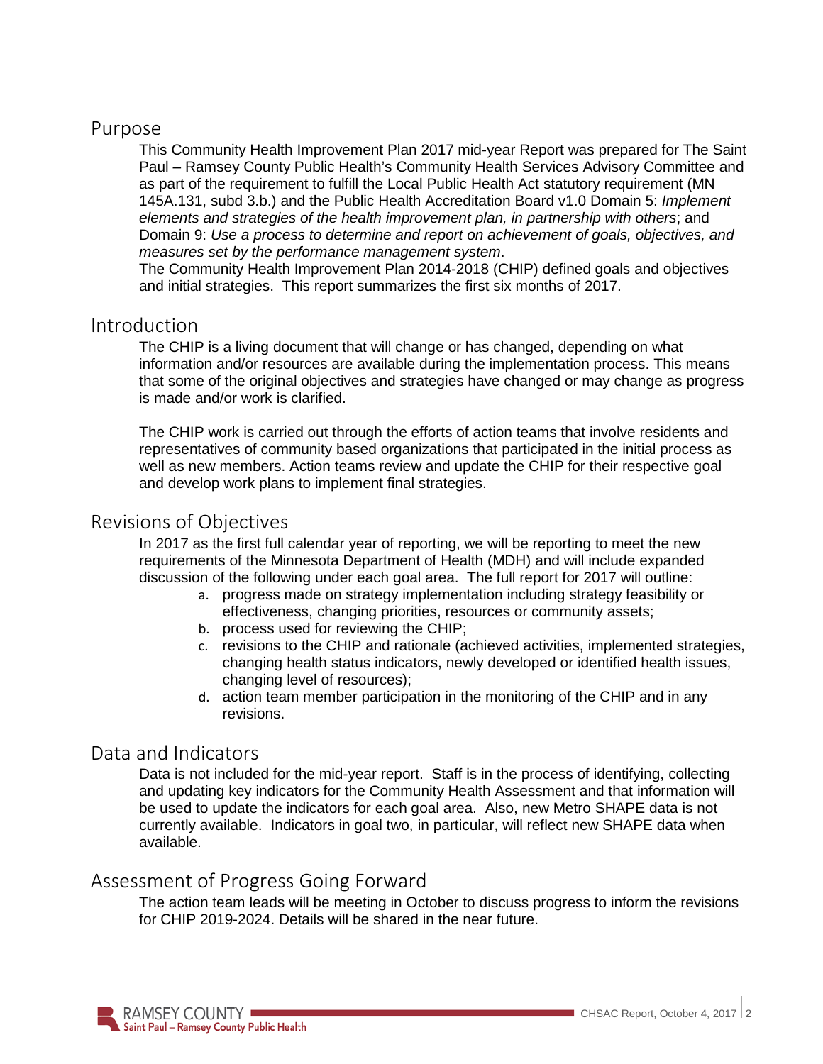## Purpose

This Community Health Improvement Plan 2017 mid-year Report was prepared for The Saint Paul – Ramsey County Public Health's Community Health Services Advisory Committee and as part of the requirement to fulfill the Local Public Health Act statutory requirement (MN 145A.131, subd 3.b.) and the Public Health Accreditation Board v1.0 Domain 5: *Implement elements and strategies of the health improvement plan, in partnership with others*; and Domain 9: *Use a process to determine and report on achievement of goals, objectives, and measures set by the performance management system*.

The Community Health Improvement Plan 2014-2018 (CHIP) defined goals and objectives and initial strategies. This report summarizes the first six months of 2017.

## Introduction

The CHIP is a living document that will change or has changed, depending on what information and/or resources are available during the implementation process. This means that some of the original objectives and strategies have changed or may change as progress is made and/or work is clarified.

The CHIP work is carried out through the efforts of action teams that involve residents and representatives of community based organizations that participated in the initial process as well as new members. Action teams review and update the CHIP for their respective goal and develop work plans to implement final strategies.

## Revisions of Objectives

In 2017 as the first full calendar year of reporting, we will be reporting to meet the new requirements of the Minnesota Department of Health (MDH) and will include expanded discussion of the following under each goal area. The full report for 2017 will outline:

a. progress made on strategy implementation including strategy feasibility or effectiveness, changing priorities, resources or community assets;
b. process used for reviewing the CHIP;
c. revisions to the CHIP and rationale (achieved activities, implemented strategies, changing health status indicators, newly developed or identified health issues, changing level of resources);
d. action team member participation in the monitoring of the CHIP and in any revisions.

## Data and Indicators

Data is not included for the mid-year report. Staff is in the process of identifying, collecting and updating key indicators for the Community Health Assessment and that information will be used to update the indicators for each goal area. Also, new Metro SHAPE data is not currently available. Indicators in goal two, in particular, will reflect new SHAPE data when available.

## Assessment of Progress Going Forward

The action team leads will be meeting in October to discuss progress to inform the revisions for CHIP 2019-2024. Details will be shared in the near future.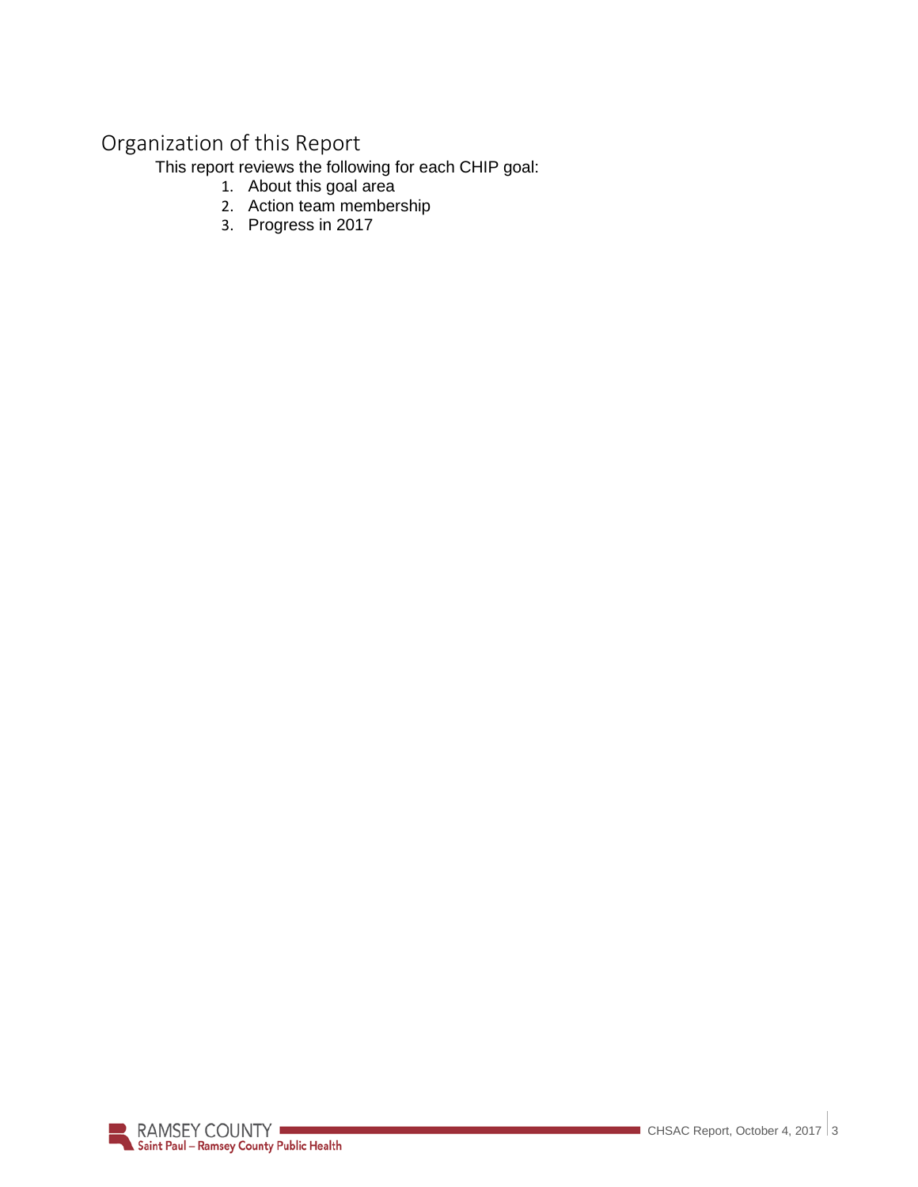## Organization of this Report

This report reviews the following for each CHIP goal:

1. About this goal area
2. Action team membership
3. Progress in 2017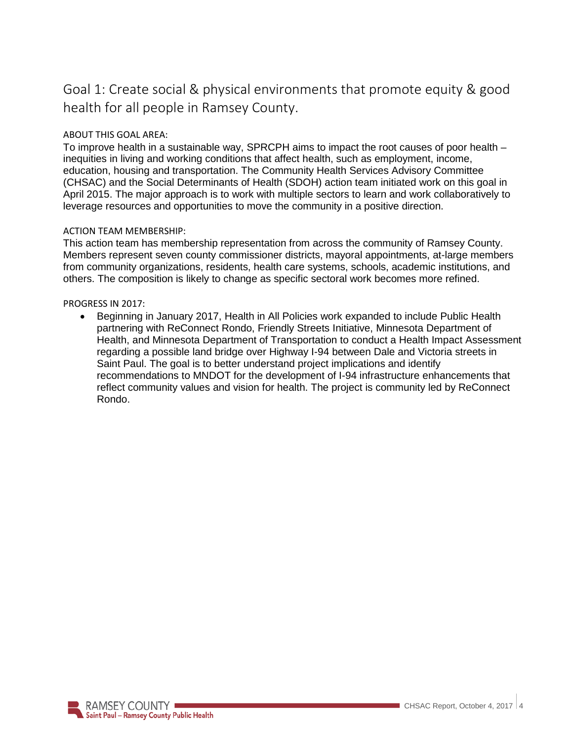## Goal 1: Create social & physical environments that promote equity & good health for all people in Ramsey County.

ABOUT THIS GOAL AREA:

To improve health in a sustainable way, SPRCPH aims to impact the root causes of poor health – inequities in living and working conditions that affect health, such as employment, income, education, housing and transportation. The Community Health Services Advisory Committee (CHSAC) and the Social Determinants of Health (SDOH) action team initiated work on this goal in April 2015. The major approach is to work with multiple sectors to learn and work collaboratively to leverage resources and opportunities to move the community in a positive direction.

ACTION TEAM MEMBERSHIP:

This action team has membership representation from across the community of Ramsey County. Members represent seven county commissioner districts, mayoral appointments, at-large members from community organizations, residents, health care systems, schools, academic institutions, and others. The composition is likely to change as specific sectoral work becomes more refined.

PROGRESS IN 2017:

- Beginning in January 2017, Health in All Policies work expanded to include Public Health partnering with ReConnect Rondo, Friendly Streets Initiative, Minnesota Department of Health, and Minnesota Department of Transportation to conduct a Health Impact Assessment regarding a possible land bridge over Highway I-94 between Dale and Victoria streets in Saint Paul. The goal is to better understand project implications and identify recommendations to MNDOT for the development of I-94 infrastructure enhancements that reflect community values and vision for health. The project is community led by ReConnect Rondo.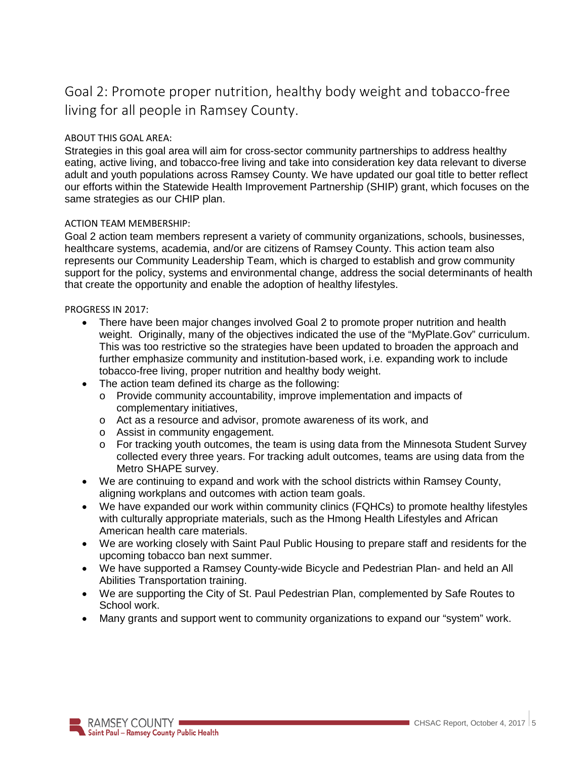## Goal 2: Promote proper nutrition, healthy body weight and tobacco-free living for all people in Ramsey County.

ABOUT THIS GOAL AREA:

Strategies in this goal area will aim for cross-sector community partnerships to address healthy eating, active living, and tobacco-free living and take into consideration key data relevant to diverse adult and youth populations across Ramsey County. We have updated our goal title to better reflect our efforts within the Statewide Health Improvement Partnership (SHIP) grant, which focuses on the same strategies as our CHIP plan.

ACTION TEAM MEMBERSHIP:

Goal 2 action team members represent a variety of community organizations, schools, businesses, healthcare systems, academia, and/or are citizens of Ramsey County. This action team also represents our Community Leadership Team, which is charged to establish and grow community support for the policy, systems and environmental change, address the social determinants of health that create the opportunity and enable the adoption of healthy lifestyles.

PROGRESS IN 2017:

- There have been major changes involved Goal 2 to promote proper nutrition and health weight. Originally, many of the objectives indicated the use of the "MyPlate.Gov" curriculum. This was too restrictive so the strategies have been updated to broaden the approach and further emphasize community and institution-based work, i.e. expanding work to include tobacco-free living, proper nutrition and healthy body weight.
- The action team defined its charge as the following:
  - Provide community accountability, improve implementation and impacts of complementary initiatives,
  - Act as a resource and advisor, promote awareness of its work, and
  - Assist in community engagement.
  - For tracking youth outcomes, the team is using data from the Minnesota Student Survey collected every three years. For tracking adult outcomes, teams are using data from the Metro SHAPE survey.
- We are continuing to expand and work with the school districts within Ramsey County, aligning workplans and outcomes with action team goals.
- We have expanded our work within community clinics (FQHCs) to promote healthy lifestyles with culturally appropriate materials, such as the Hmong Health Lifestyles and African American health care materials.
- We are working closely with Saint Paul Public Housing to prepare staff and residents for the upcoming tobacco ban next summer.
- We have supported a Ramsey County-wide Bicycle and Pedestrian Plan- and held an All Abilities Transportation training.
- We are supporting the City of St. Paul Pedestrian Plan, complemented by Safe Routes to School work.
- Many grants and support went to community organizations to expand our "system" work.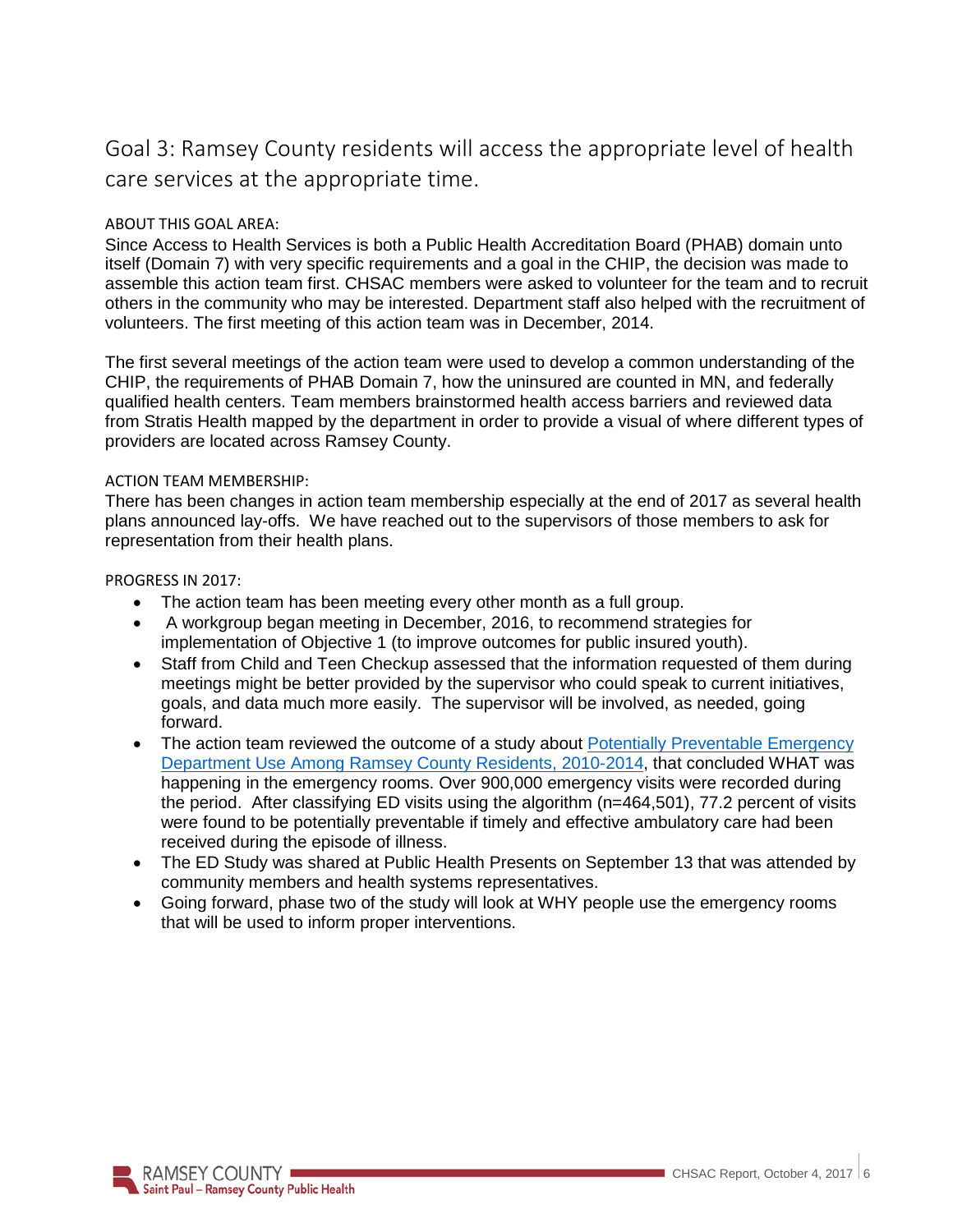## Goal 3: Ramsey County residents will access the appropriate level of health care services at the appropriate time.

ABOUT THIS GOAL AREA:

Since Access to Health Services is both a Public Health Accreditation Board (PHAB) domain unto itself (Domain 7) with very specific requirements and a goal in the CHIP, the decision was made to assemble this action team first. CHSAC members were asked to volunteer for the team and to recruit others in the community who may be interested. Department staff also helped with the recruitment of volunteers. The first meeting of this action team was in December, 2014.

The first several meetings of the action team were used to develop a common understanding of the CHIP, the requirements of PHAB Domain 7, how the uninsured are counted in MN, and federally qualified health centers. Team members brainstormed health access barriers and reviewed data from Stratis Health mapped by the department in order to provide a visual of where different types of providers are located across Ramsey County.

ACTION TEAM MEMBERSHIP:

There has been changes in action team membership especially at the end of 2017 as several health plans announced lay-offs. We have reached out to the supervisors of those members to ask for representation from their health plans.

PROGRESS IN 2017:

- The action team has been meeting every other month as a full group.
- A workgroup began meeting in December, 2016, to recommend strategies for implementation of Objective 1 (to improve outcomes for public insured youth).
- Staff from Child and Teen Checkup assessed that the information requested of them during meetings might be better provided by the supervisor who could speak to current initiatives, goals, and data much more easily. The supervisor will be involved, as needed, going forward.
- The action team reviewed the outcome of a study about Potentially Preventable Emergency Department Use Among Ramsey County Residents, 2010-2014, that concluded WHAT was happening in the emergency rooms. Over 900,000 emergency visits were recorded during the period. After classifying ED visits using the algorithm (n=464,501), 77.2 percent of visits were found to be potentially preventable if timely and effective ambulatory care had been received during the episode of illness.
- The ED Study was shared at Public Health Presents on September 13 that was attended by community members and health systems representatives.
- Going forward, phase two of the study will look at WHY people use the emergency rooms that will be used to inform proper interventions.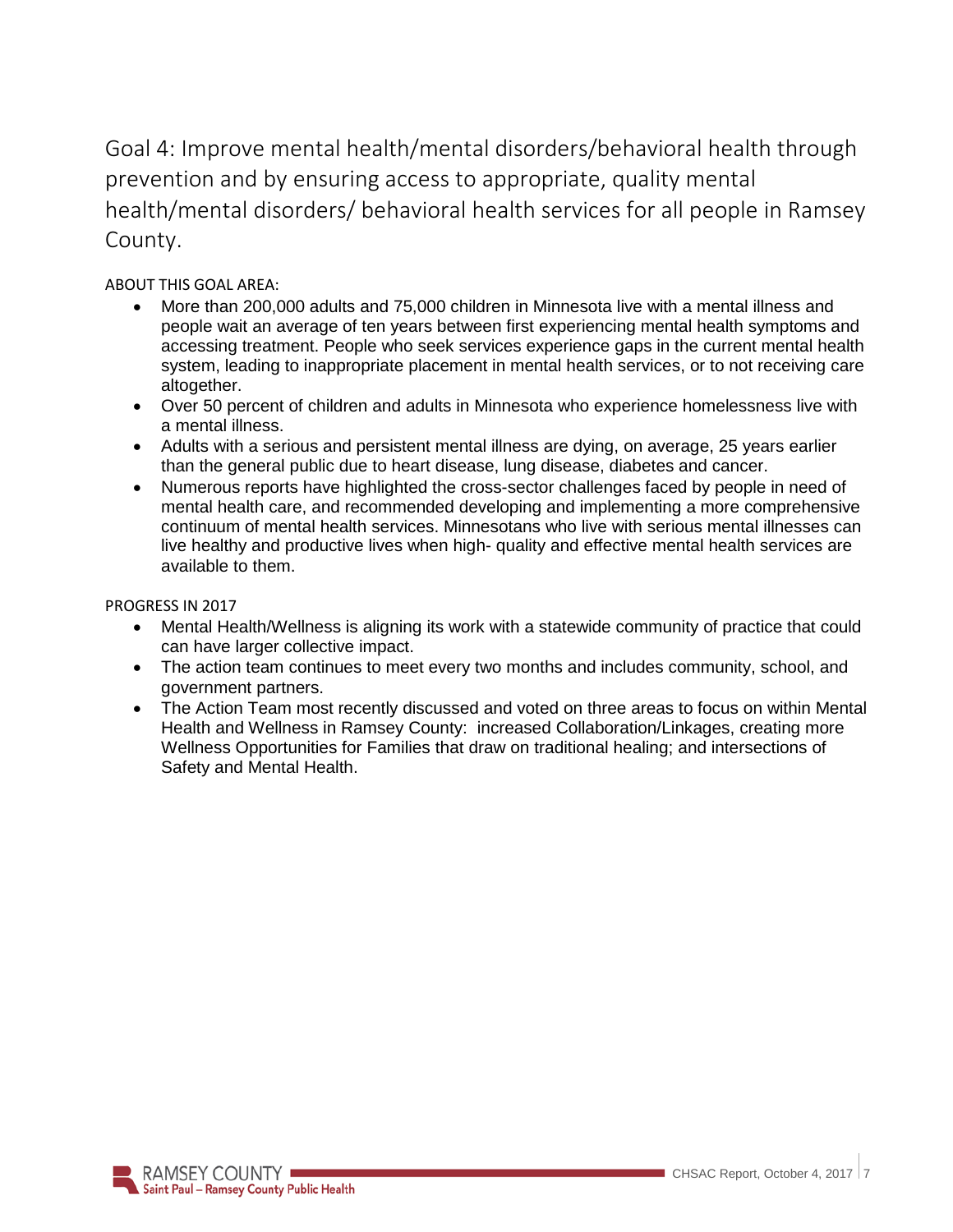## Goal 4: Improve mental health/mental disorders/behavioral health through prevention and by ensuring access to appropriate, quality mental health/mental disorders/ behavioral health services for all people in Ramsey County.

ABOUT THIS GOAL AREA:

- More than 200,000 adults and 75,000 children in Minnesota live with a mental illness and people wait an average of ten years between first experiencing mental health symptoms and accessing treatment. People who seek services experience gaps in the current mental health system, leading to inappropriate placement in mental health services, or to not receiving care altogether.
- Over 50 percent of children and adults in Minnesota who experience homelessness live with a mental illness.
- Adults with a serious and persistent mental illness are dying, on average, 25 years earlier than the general public due to heart disease, lung disease, diabetes and cancer.
- Numerous reports have highlighted the cross-sector challenges faced by people in need of mental health care, and recommended developing and implementing a more comprehensive continuum of mental health services. Minnesotans who live with serious mental illnesses can live healthy and productive lives when high- quality and effective mental health services are available to them.

PROGRESS IN 2017

- Mental Health/Wellness is aligning its work with a statewide community of practice that could can have larger collective impact.
- The action team continues to meet every two months and includes community, school, and government partners.
- The Action Team most recently discussed and voted on three areas to focus on within Mental Health and Wellness in Ramsey County: increased Collaboration/Linkages, creating more Wellness Opportunities for Families that draw on traditional healing; and intersections of Safety and Mental Health.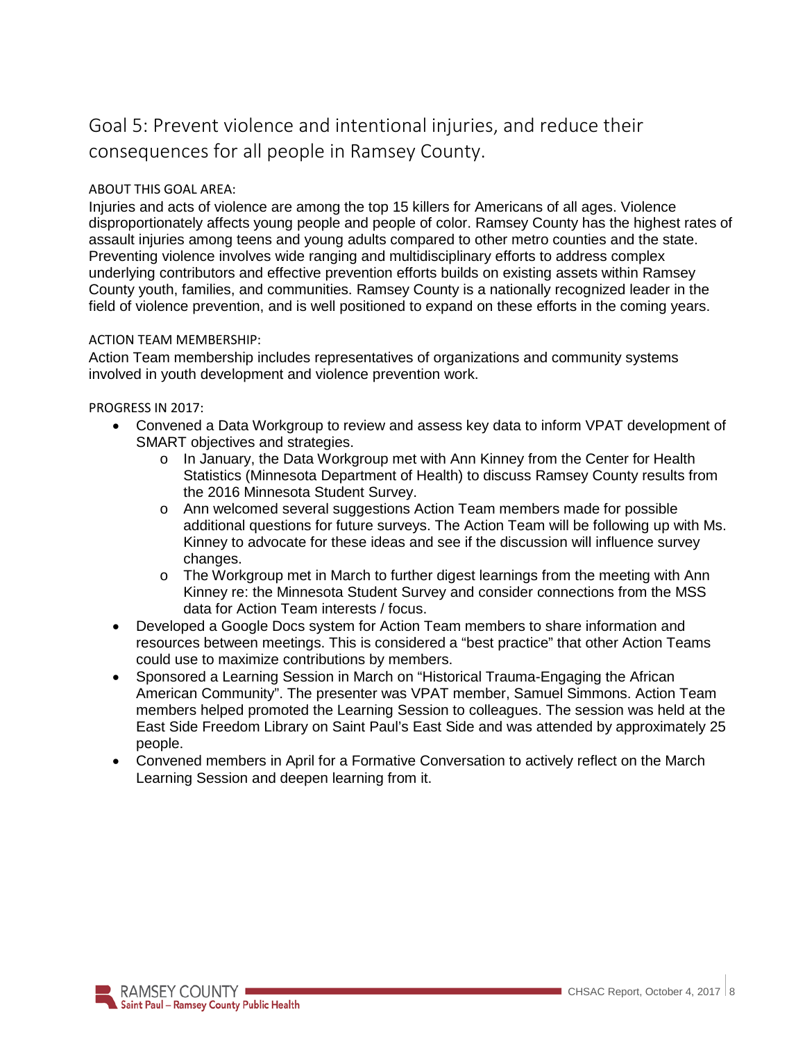## Goal 5: Prevent violence and intentional injuries, and reduce their consequences for all people in Ramsey County.

ABOUT THIS GOAL AREA:

Injuries and acts of violence are among the top 15 killers for Americans of all ages. Violence disproportionately affects young people and people of color. Ramsey County has the highest rates of assault injuries among teens and young adults compared to other metro counties and the state. Preventing violence involves wide ranging and multidisciplinary efforts to address complex underlying contributors and effective prevention efforts builds on existing assets within Ramsey County youth, families, and communities. Ramsey County is a nationally recognized leader in the field of violence prevention, and is well positioned to expand on these efforts in the coming years.

ACTION TEAM MEMBERSHIP:

Action Team membership includes representatives of organizations and community systems involved in youth development and violence prevention work.

PROGRESS IN 2017:

- Convened a Data Workgroup to review and assess key data to inform VPAT development of SMART objectives and strategies.
    - In January, the Data Workgroup met with Ann Kinney from the Center for Health Statistics (Minnesota Department of Health) to discuss Ramsey County results from the 2016 Minnesota Student Survey.
    - Ann welcomed several suggestions Action Team members made for possible additional questions for future surveys. The Action Team will be following up with Ms. Kinney to advocate for these ideas and see if the discussion will influence survey changes.
    - The Workgroup met in March to further digest learnings from the meeting with Ann Kinney re: the Minnesota Student Survey and consider connections from the MSS data for Action Team interests / focus.
- Developed a Google Docs system for Action Team members to share information and resources between meetings. This is considered a "best practice" that other Action Teams could use to maximize contributions by members.
- Sponsored a Learning Session in March on "Historical Trauma-Engaging the African American Community". The presenter was VPAT member, Samuel Simmons. Action Team members helped promoted the Learning Session to colleagues. The session was held at the East Side Freedom Library on Saint Paul's East Side and was attended by approximately 25 people.
- Convened members in April for a Formative Conversation to actively reflect on the March Learning Session and deepen learning from it.